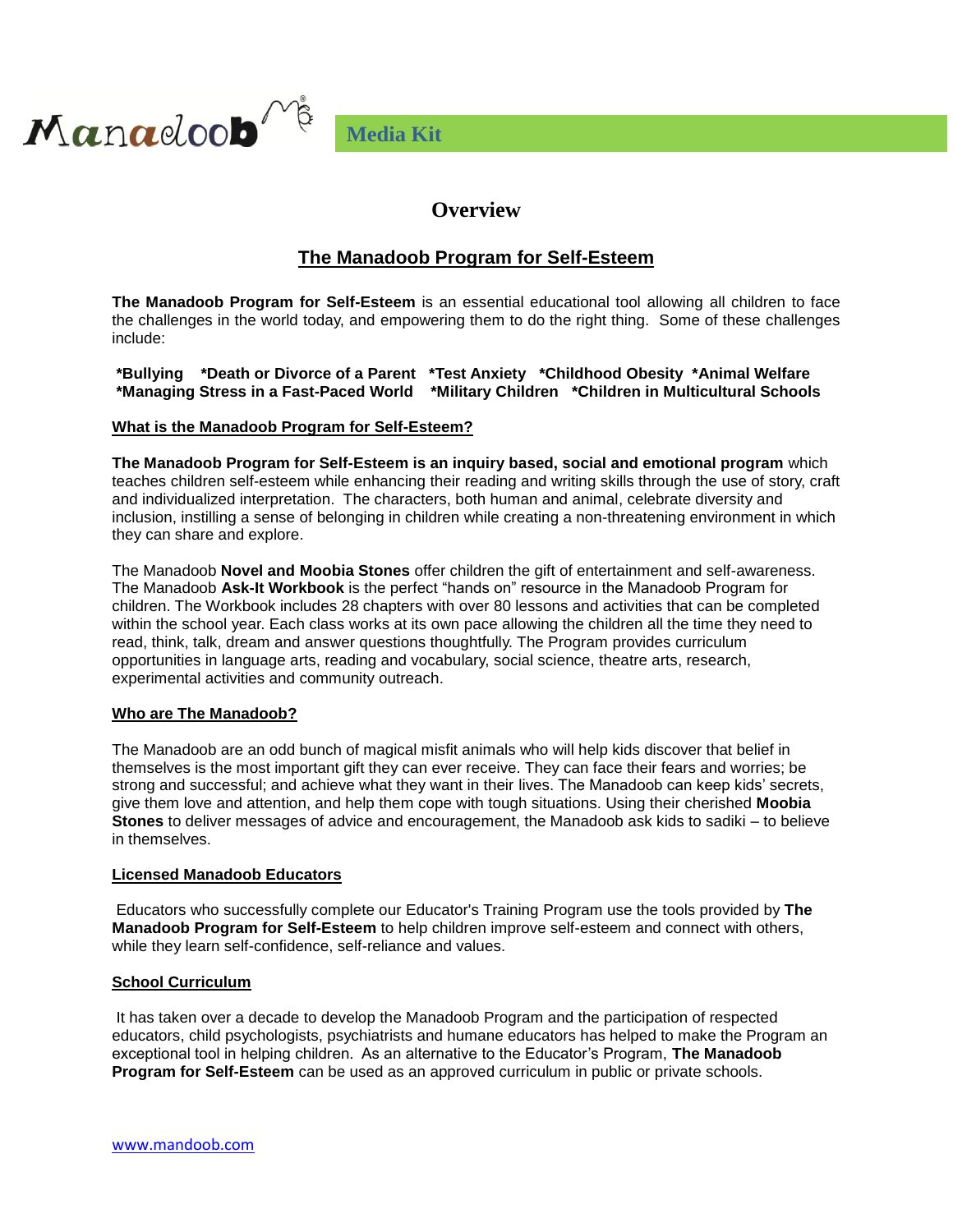Manadoob

**Media Kit**

# Overview

## The Manadoob Program for Self-Esteem

**The Manadoob Program for Self-Esteem** is an essential educational tool allowing all children to face the challenges in the world today, and empowering them to do the right thing. Some of these challenges include:

**\*Bullying \*Death or Divorce of a Parent \*Test Anxiety \*Childhood Obesity \*Animal Welfare \*Managing Stress in a Fast-Paced World \*Military Children \*Children in Multicultural Schools**

### What is the Manadoob Program for Self-Esteem?

**The Manadoob Program for Self-Esteem is an inquiry based, social and emotional program** which teaches children self-esteem while enhancing their reading and writing skills through the use of story, craft and individualized interpretation. The characters, both human and animal, celebrate diversity and inclusion, instilling a sense of belonging in children while creating a non-threatening environment in which they can share and explore.

The Manadoob **Novel and Moobia Stones** offer children the gift of entertainment and self-awareness. The Manadoob **Ask-It Workbook** is the perfect "hands on" resource in the Manadoob Program for children. The Workbook includes 28 chapters with over 80 lessons and activities that can be completed within the school year. Each class works at its own pace allowing the children all the time they need to read, think, talk, dream and answer questions thoughtfully. The Program provides curriculum opportunities in language arts, reading and vocabulary, social science, theatre arts, research, experimental activities and community outreach.

### Who are The Manadoob?

The Manadoob are an odd bunch of magical misfit animals who will help kids discover that belief in themselves is the most important gift they can ever receive. They can face their fears and worries; be strong and successful; and achieve what they want in their lives. The Manadoob can keep kids' secrets, give them love and attention, and help them cope with tough situations. Using their cherished **Moobia Stones** to deliver messages of advice and encouragement, the Manadoob ask kids to sadiki – to believe in themselves.

### Licensed Manadoob Educators

Educators who successfully complete our Educator's Training Program use the tools provided by **The Manadoob Program for Self-Esteem** to help children improve self-esteem and connect with others, while they learn self-confidence, self-reliance and values.

### School Curriculum

It has taken over a decade to develop the Manadoob Program and the participation of respected educators, child psychologists, psychiatrists and humane educators has helped to make the Program an exceptional tool in helping children. As an alternative to the Educator's Program, **The Manadoob Program for Self-Esteem** can be used as an approved curriculum in public or private schools.

www.mandoob.com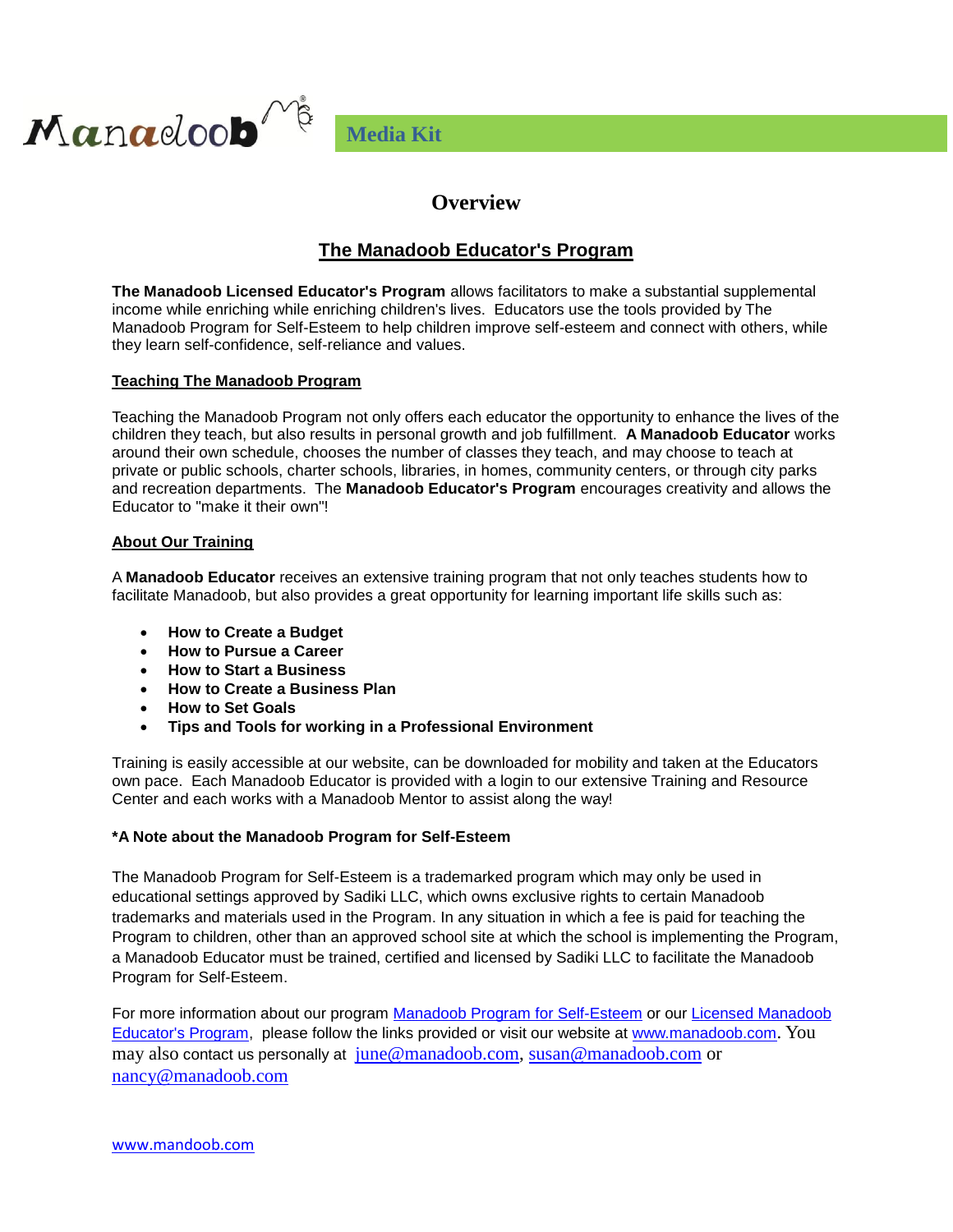Manadoob® **Media Kit**

# Overview

## The Manadoob Educator's Program

**The Manadoob Licensed Educator's Program** allows facilitators to make a substantial supplemental income while enriching while enriching children's lives. Educators use the tools provided by The Manadoob Program for Self-Esteem to help children improve self-esteem and connect with others, while they learn self-confidence, self-reliance and values.

### Teaching The Manadoob Program

Teaching the Manadoob Program not only offers each educator the opportunity to enhance the lives of the children they teach, but also results in personal growth and job fulfillment. **A Manadoob Educator** works around their own schedule, chooses the number of classes they teach, and may choose to teach at private or public schools, charter schools, libraries, in homes, community centers, or through city parks and recreation departments. The **Manadoob Educator's Program** encourages creativity and allows the Educator to "make it their own"!

### About Our Training

A **Manadoob Educator** receives an extensive training program that not only teaches students how to facilitate Manadoob, but also provides a great opportunity for learning important life skills such as:

- **How to Create a Budget**
- **How to Pursue a Career**
- **How to Start a Business**
- **How to Create a Business Plan**
- **How to Set Goals**
- **Tips and Tools for working in a Professional Environment**

Training is easily accessible at our website, can be downloaded for mobility and taken at the Educators own pace. Each Manadoob Educator is provided with a login to our extensive Training and Resource Center and each works with a Manadoob Mentor to assist along the way!

**\*A Note about the Manadoob Program for Self-Esteem**

The Manadoob Program for Self-Esteem is a trademarked program which may only be used in educational settings approved by Sadiki LLC, which owns exclusive rights to certain Manadoob trademarks and materials used in the Program. In any situation in which a fee is paid for teaching the Program to children, other than an approved school site at which the school is implementing the Program, a Manadoob Educator must be trained, certified and licensed by Sadiki LLC to facilitate the Manadoob Program for Self-Esteem.

For more information about our program Manadoob Program for Self-Esteem or our Licensed Manadoob Educator's Program, please follow the links provided or visit our website at www.manadoob.com. You may also contact us personally at june@manadoob.com, susan@manadoob.com or nancy@manadoob.com

www.mandoob.com